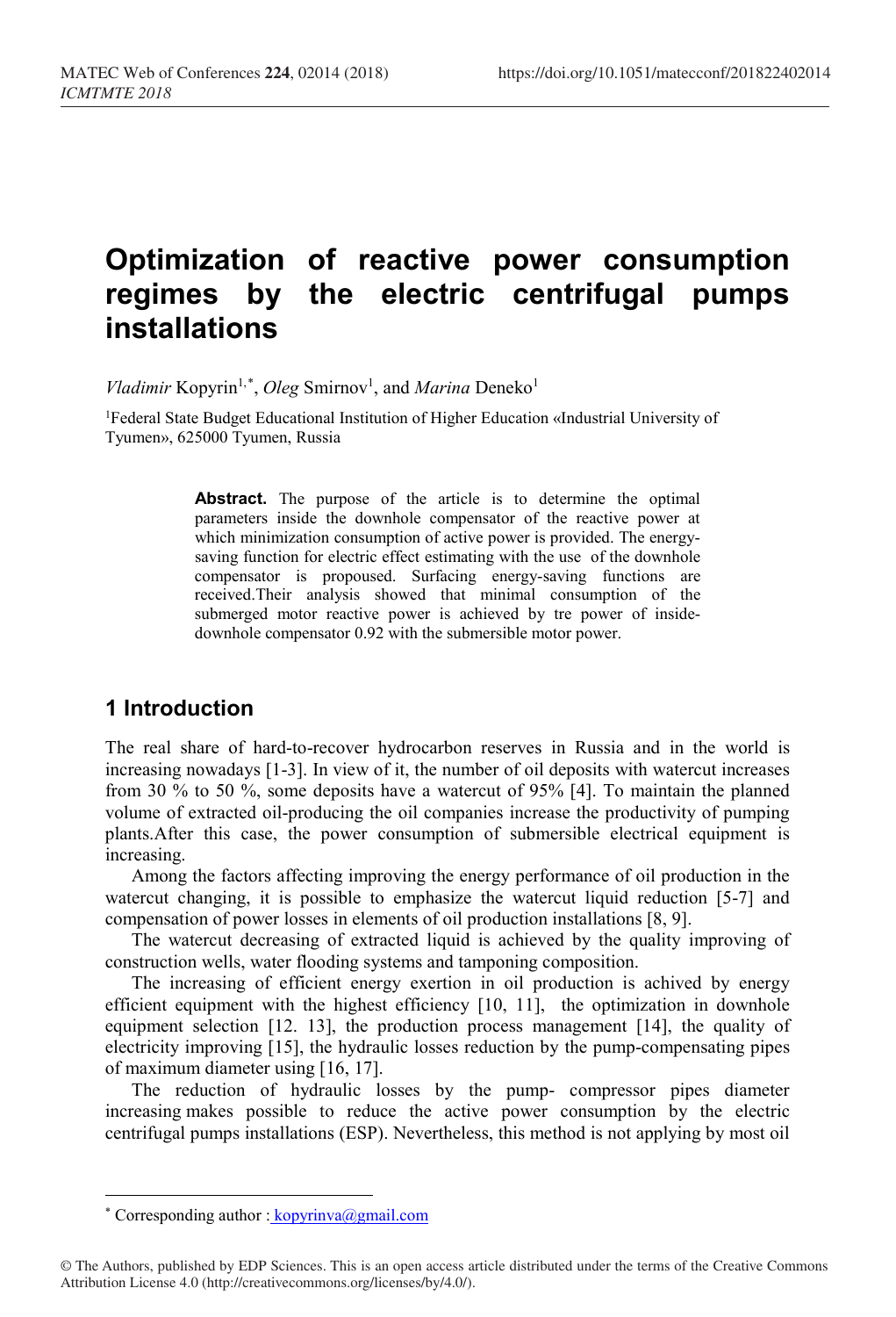# Optimization of reactive power consumption regimes by the electric centrifugal pumps installations

*Vladimir* Kopyrin[1,*], *Oleg* Smirnov[1], and *Marina* Deneko[1]

[1]Federal State Budget Educational Institution of Higher Education «Industrial University of Tyumen», 625000 Tyumen, Russia

> **Abstract.** The purpose of the article is to determine the optimal parameters inside the downhole compensator of the reactive power at which minimization consumption of active power is provided. The energy-saving function for electric effect estimating with the use of the downhole compensator is propoused. Surfacing energy-saving functions are received.Their analysis showed that minimal consumption of the submerged motor reactive power is achieved by tre power of inside-downhole compensator 0.92 with the submersible motor power.

## 1 Introduction

The real share of hard-to-recover hydrocarbon reserves in Russia and in the world is increasing nowadays [1-3]. In view of it, the number of oil deposits with watercut increases from 30 % to 50 %, some deposits have a watercut of 95% [4]. To maintain the planned volume of extracted oil-producing the oil companies increase the productivity of pumping plants.After this case, the power consumption of submersible electrical equipment is increasing.

Among the factors affecting improving the energy performance of oil production in the watercut changing, it is possible to emphasize the watercut liquid reduction [5-7] and compensation of power losses in elements of oil production installations [8, 9].

The watercut decreasing of extracted liquid is achieved by the quality improving of construction wells, water flooding systems and tamponing composition.

The increasing of efficient energy exertion in oil production is achived by energy efficient equipment with the highest efficiency [10, 11], the optimization in downhole equipment selection [12. 13], the production process management [14], the quality of electricity improving [15], the hydraulic losses reduction by the pump-compensating pipes of maximum diameter using [16, 17].

The reduction of hydraulic losses by the pump- compressor pipes diameter increasing makes possible to reduce the active power consumption by the electric centrifugal pumps installations (ESP). Nevertheless, this method is not applying by most oil

---

* Corresponding author : kopyrinva@gmail.com

© The Authors, published by EDP Sciences. This is an open access article distributed under the terms of the Creative Commons Attribution License 4.0 (http://creativecommons.org/licenses/by/4.0/).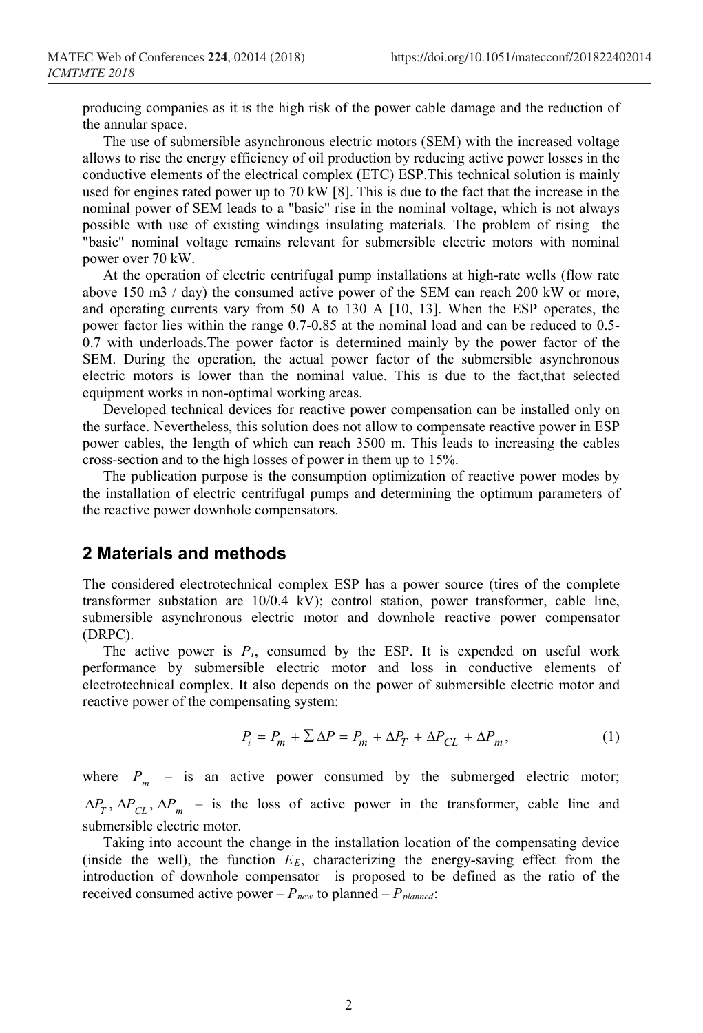producing companies as it is the high risk of the power cable damage and the reduction of the annular space.

The use of submersible asynchronous electric motors (SEM) with the increased voltage allows to rise the energy efficiency of oil production by reducing active power losses in the conductive elements of the electrical complex (ETC) ESP.This technical solution is mainly used for engines rated power up to 70 kW [8]. This is due to the fact that the increase in the nominal power of SEM leads to a "basic" rise in the nominal voltage, which is not always possible with use of existing windings insulating materials. The problem of rising the "basic" nominal voltage remains relevant for submersible electric motors with nominal power over 70 kW.

At the operation of electric centrifugal pump installations at high-rate wells (flow rate above 150 m3 / day) the consumed active power of the SEM can reach 200 kW or more, and operating currents vary from 50 A to 130 A [10, 13]. When the ESP operates, the power factor lies within the range 0.7-0.85 at the nominal load and can be reduced to 0.5-0.7 with underloads.The power factor is determined mainly by the power factor of the SEM. During the operation, the actual power factor of the submersible asynchronous electric motors is lower than the nominal value. This is due to the fact,that selected equipment works in non-optimal working areas.

Developed technical devices for reactive power compensation can be installed only on the surface. Nevertheless, this solution does not allow to compensate reactive power in ESP power cables, the length of which can reach 3500 m. This leads to increasing the cables cross-section and to the high losses of power in them up to 15%.

The publication purpose is the consumption optimization of reactive power modes by the installation of electric centrifugal pumps and determining the optimum parameters of the reactive power downhole compensators.

## 2 Materials and methods

The considered electrotechnical complex ESP has a power source (tires of the complete transformer substation are 10/0.4 kV); control station, power transformer, cable line, submersible asynchronous electric motor and downhole reactive power compensator (DRPC).

The active power is $P_i$, consumed by the ESP. It is expended on useful work performance by submersible electric motor and loss in conductive elements of electrotechnical complex. It also depends on the power of submersible electric motor and reactive power of the compensating system:

$$P_i = P_m + \sum \Delta P = P_m + \Delta P_T + \Delta P_{CL} + \Delta P_m, \tag{1}$$

where $P_m$ – is an active power consumed by the submerged electric motor; $\Delta P_T$, $\Delta P_{CL}$, $\Delta P_m$ – is the loss of active power in the transformer, cable line and submersible electric motor.

Taking into account the change in the installation location of the compensating device (inside the well), the function $E_E$, characterizing the energy-saving effect from the introduction of downhole compensator is proposed to be defined as the ratio of the received consumed active power – $P_{new}$ to planned – $P_{planned}$: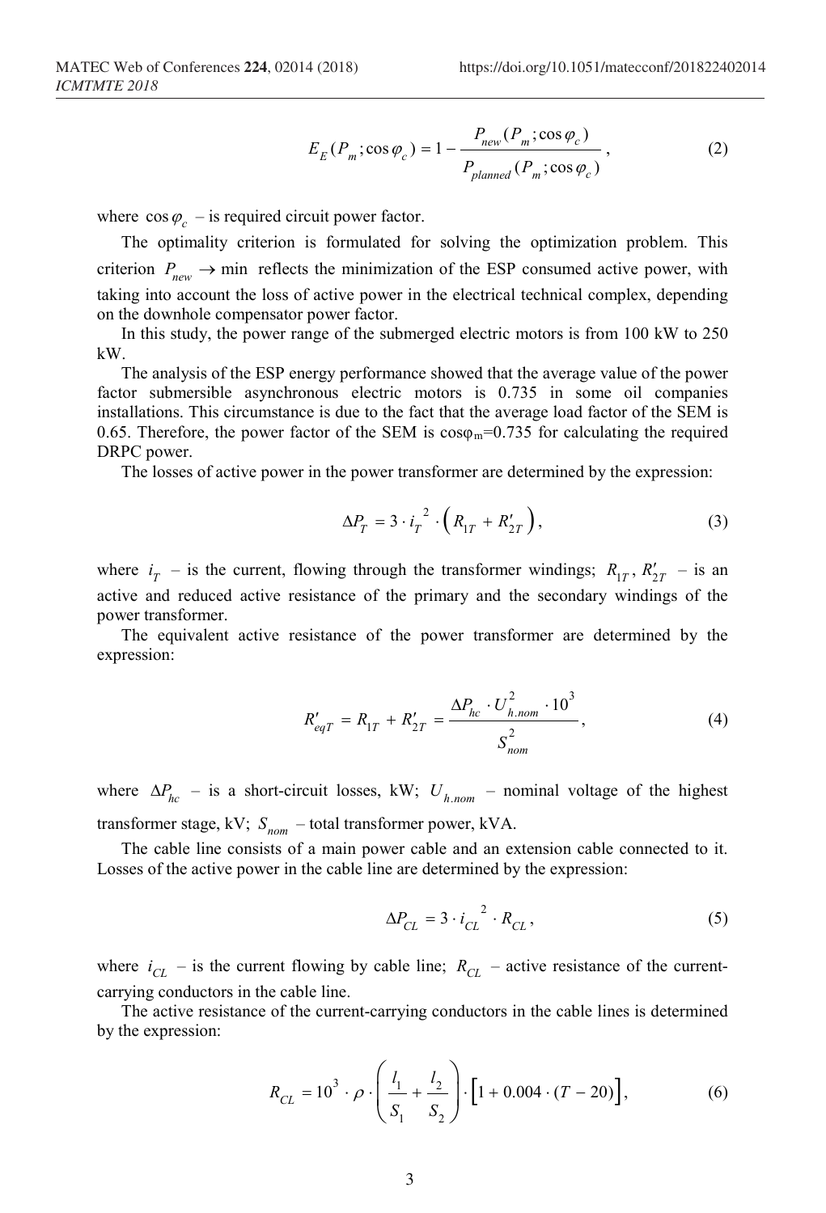$$E_E(P_m;\cos\varphi_c) = 1 - \frac{P_{new}(P_m;\cos\varphi_c)}{P_{planned}(P_m;\cos\varphi_c)}, \tag{2}$$

where $\cos\varphi_c$ – is required circuit power factor.

The optimality criterion is formulated for solving the optimization problem. This criterion $P_{new} \to \min$ reflects the minimization of the ESP consumed active power, with taking into account the loss of active power in the electrical technical complex, depending on the downhole compensator power factor.

In this study, the power range of the submerged electric motors is from 100 kW to 250 kW.

The analysis of the ESP energy performance showed that the average value of the power factor submersible asynchronous electric motors is 0.735 in some oil companies installations. This circumstance is due to the fact that the average load factor of the SEM is 0.65. Therefore, the power factor of the SEM is $\cos\varphi_m$=0.735 for calculating the required DRPC power.

The losses of active power in the power transformer are determined by the expression:

$$\Delta P_T = 3 \cdot i_T^{\,2} \cdot \left( R_{1T} + R'_{2T} \right), \tag{3}$$

where $i_T$ – is the current, flowing through the transformer windings; $R_{1T}$, $R'_{2T}$ – is an active and reduced active resistance of the primary and the secondary windings of the power transformer.

The equivalent active resistance of the power transformer are determined by the expression:

$$R'_{eqT} = R_{1T} + R'_{2T} = \frac{\Delta P_{hc} \cdot U^2_{h.nom} \cdot 10^3}{S^2_{nom}}, \tag{4}$$

where $\Delta P_{hc}$ – is a short-circuit losses, kW; $U_{h.nom}$ – nominal voltage of the highest transformer stage, kV; $S_{nom}$ – total transformer power, kVA.

The cable line consists of a main power cable and an extension cable connected to it. Losses of the active power in the cable line are determined by the expression:

$$\Delta P_{CL} = 3 \cdot i_{CL}^{\,2} \cdot R_{CL}, \tag{5}$$

where $i_{CL}$ – is the current flowing by cable line; $R_{CL}$ – active resistance of the current-carrying conductors in the cable line.

The active resistance of the current-carrying conductors in the cable lines is determined by the expression:

$$R_{CL} = 10^3 \cdot \rho \cdot \left( \frac{l_1}{S_1} + \frac{l_2}{S_2} \right) \cdot \left[ 1 + 0.004 \cdot (T - 20) \right], \tag{6}$$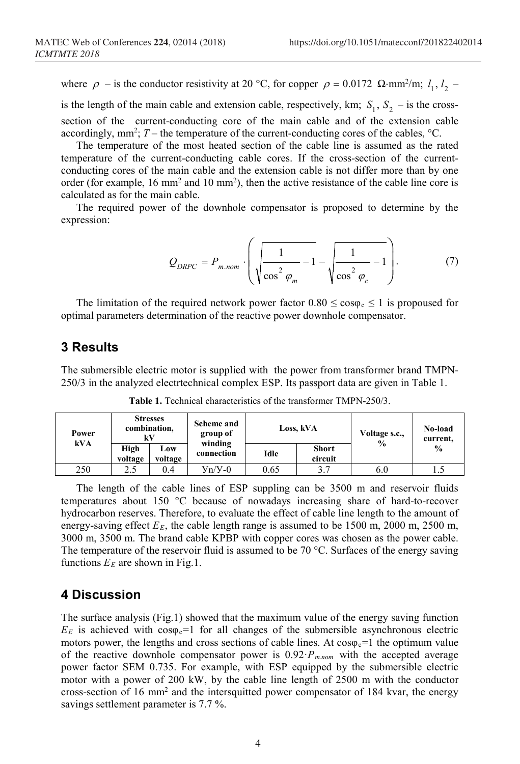where $\rho$ – is the conductor resistivity at 20 °C, for copper $\rho = 0.0172$ Ω·mm²/m; $l_1$, $l_2$ – is the length of the main cable and extension cable, respectively, km; $S_1$, $S_2$ – is the cross-section of the current-conducting core of the main cable and of the extension cable accordingly, mm²; $T$ – the temperature of the current-conducting cores of the cables, °C.

The temperature of the most heated section of the cable line is assumed as the rated temperature of the current-conducting cable cores. If the cross-section of the current-conducting cores of the main cable and the extension cable is not differ more than by one order (for example, 16 mm² and 10 mm²), then the active resistance of the cable line core is calculated as for the main cable.

The required power of the downhole compensator is proposed to determine by the expression:

$$Q_{DRPC} = P_{m.nom} \cdot \left( \sqrt{\frac{1}{\cos^2 \varphi_m} - 1} - \sqrt{\frac{1}{\cos^2 \varphi_c} - 1} \right). \tag{7}$$

The limitation of the required network power factor $0.80 \leq \cos\varphi_c \leq 1$ is propoused for optimal parameters determination of the reactive power downhole compensator.

## 3 Results

The submersible electric motor is supplied with the power from transformer brand TMPN-250/3 in the analyzed electrtechnical complex ESP. Its passport data are given in Table 1.

**Table 1.** Technical characteristics of the transformer TMPN-250/3.

| Power kVA | Stresses combination, kV | | Scheme and group of winding connection | Loss, kVA | | Voltage s.c., % | No-load current, % |
|---|---|---|---|---|---|---|---|
| | High voltage | Low voltage | | Idle | Short circuit | | |
| 250 | 2.5 | 0.4 | Ун/У-0 | 0.65 | 3.7 | 6.0 | 1.5 |

The length of the cable lines of ESP suppling can be 3500 m and reservoir fluids temperatures about 150 °C because of nowadays increasing share of hard-to-recover hydrocarbon reserves. Therefore, to evaluate the effect of cable line length to the amount of energy-saving effect $E_E$, the cable length range is assumed to be 1500 m, 2000 m, 2500 m, 3000 m, 3500 m. The brand cable KPBP with copper cores was chosen as the power cable. The temperature of the reservoir fluid is assumed to be 70 °C. Surfaces of the energy saving functions $E_E$ are shown in Fig.1.

## 4 Discussion

The surface analysis (Fig.1) showed that the maximum value of the energy saving function $E_E$ is achieved with $\cos\varphi_c=1$ for all changes of the submersible asynchronous electric motors power, the lengths and cross sections of cable lines. At $\cos\varphi_c=1$ the optimum value of the reactive downhole compensator power is $0.92 \cdot P_{m.nom}$ with the accepted average power factor SEM 0.735. For example, with ESP equipped by the submersible electric motor with a power of 200 kW, by the cable line length of 2500 m with the conductor cross-section of 16 mm² and the intersquitted power compensator of 184 kvar, the energy savings settlement parameter is 7.7 %.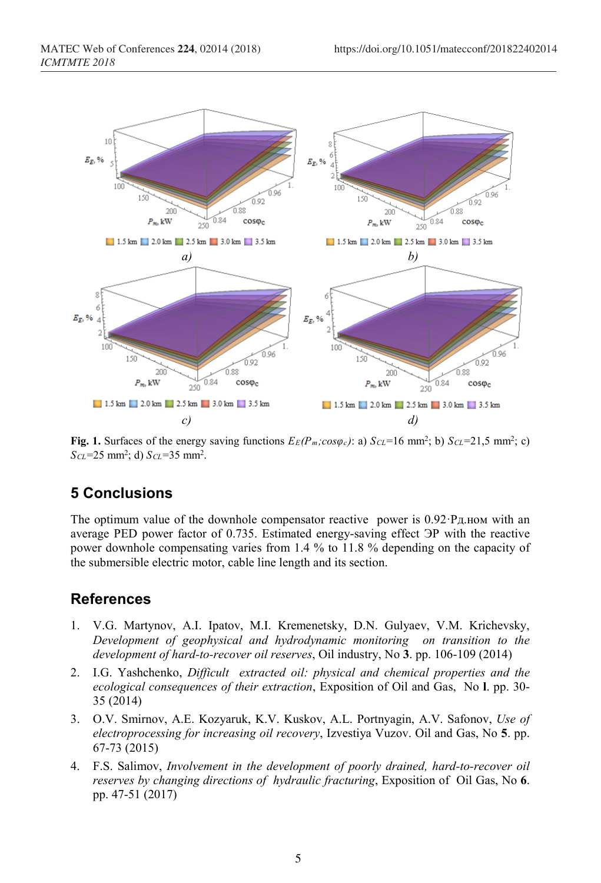**Fig. 1.** Surfaces of the energy saving functions $E_E(P_m;cos\varphi_c)$: a) $S_{CL}$=16 mm$^2$; b) $S_{CL}$=21,5 mm$^2$; c) $S_{CL}$=25 mm$^2$; d) $S_{CL}$=35 mm$^2$.

## 5 Conclusions

The optimum value of the downhole compensator reactive power is 0.92·Pд.ном with an average PED power factor of 0.735. Estimated energy-saving effect ЭP with the reactive power downhole compensating varies from 1.4 % to 11.8 % depending on the capacity of the submersible electric motor, cable line length and its section.

## References

1. V.G. Martynov, A.I. Ipatov, M.I. Kremenetsky, D.N. Gulyaev, V.M. Krichevsky, *Development of geophysical and hydrodynamic monitoring on transition to the development of hard-to-recover oil reserves*, Oil industry, No **3**. pp. 106-109 (2014)
2. I.G. Yashchenko, *Difficult extracted oil: physical and chemical properties and the ecological consequences of their extraction*, Exposition of Oil and Gas, No **l**. pp. 30-35 (2014)
3. O.V. Smirnov, A.E. Kozyaruk, K.V. Kuskov, A.L. Portnyagin, A.V. Safonov, *Use of electroprocessing for increasing oil recovery*, Izvestiya Vuzov. Oil and Gas, No **5**. pp. 67-73 (2015)
4. F.S. Salimov, *Involvement in the development of poorly drained, hard-to-recover oil reserves by changing directions of hydraulic fracturing*, Exposition of Oil Gas, No **6**. pp. 47-51 (2017)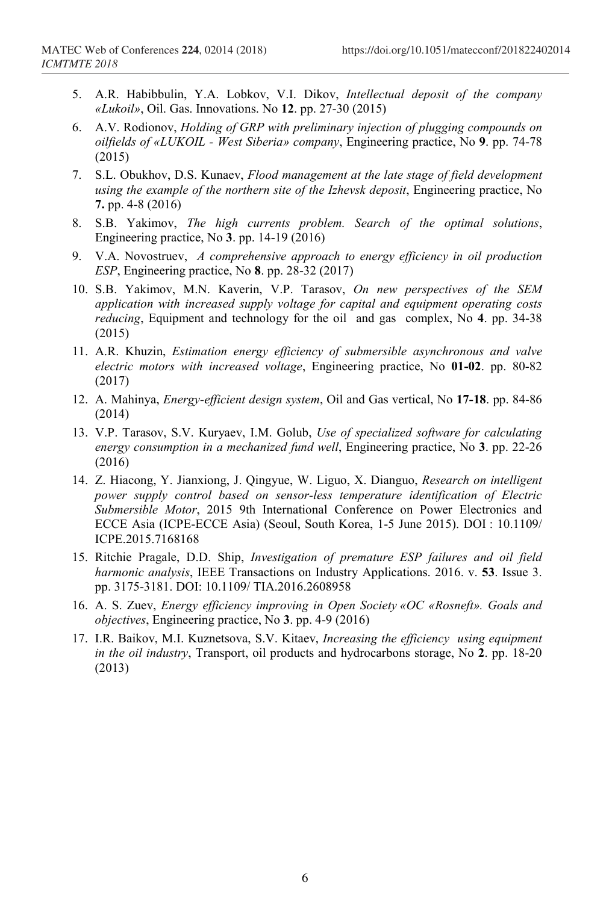5. A.R. Habibbulin, Y.A. Lobkov, V.I. Dikov, *Intellectual deposit of the company «Lukoil»*, Oil. Gas. Innovations. No **12**. pp. 27-30 (2015)
6. A.V. Rodionov, *Holding of GRP with preliminary injection of plugging compounds on oilfields of «LUKOIL - West Siberia» company*, Engineering practice, No **9**. pp. 74-78 (2015)
7. S.L. Obukhov, D.S. Kunaev, *Flood management at the late stage of field development using the example of the northern site of the Izhevsk deposit*, Engineering practice, No **7.** pp. 4-8 (2016)
8. S.B. Yakimov, *The high currents problem. Search of the optimal solutions*, Engineering practice, No **3**. pp. 14-19 (2016)
9. V.A. Novostruev, *A comprehensive approach to energy efficiency in oil production ESP*, Engineering practice, No **8**. pp. 28-32 (2017)
10. S.B. Yakimov, M.N. Kaverin, V.P. Tarasov, *On new perspectives of the SEM application with increased supply voltage for capital and equipment operating costs reducing*, Equipment and technology for the oil and gas complex, No **4**. pp. 34-38 (2015)
11. A.R. Khuzin, *Estimation energy efficiency of submersible asynchronous and valve electric motors with increased voltage*, Engineering practice, No **01-02**. pp. 80-82 (2017)
12. A. Mahinya, *Energy-efficient design system*, Oil and Gas vertical, No **17-18**. pp. 84-86 (2014)
13. V.P. Tarasov, S.V. Kuryaev, I.M. Golub, *Use of specialized software for calculating energy consumption in a mechanized fund well*, Engineering practice, No **3**. pp. 22-26 (2016)
14. Z. Hiacong, Y. Jianxiong, J. Qingyue, W. Liguo, X. Dianguo, *Research on intelligent power supply control based on sensor-less temperature identification of Electric Submersible Motor*, 2015 9th International Conference on Power Electronics and ECCE Asia (ICPE-ECCE Asia) (Seoul, South Korea, 1-5 June 2015). DOI : 10.1109/ ICPE.2015.7168168
15. Ritchie Pragale, D.D. Ship, *Investigation of premature ESP failures and oil field harmonic analysis*, IEEE Transactions on Industry Applications. 2016. v. **53**. Issue 3. pp. 3175-3181. DOI: 10.1109/ TIA.2016.2608958
16. A. S. Zuev, *Energy efficiency improving in Open Society «OC «Rosneft». Goals and objectives*, Engineering practice, No **3**. pp. 4-9 (2016)
17. I.R. Baikov, M.I. Kuznetsova, S.V. Kitaev, *Increasing the efficiency using equipment in the oil industry*, Transport, oil products and hydrocarbons storage, No **2**. pp. 18-20 (2013)